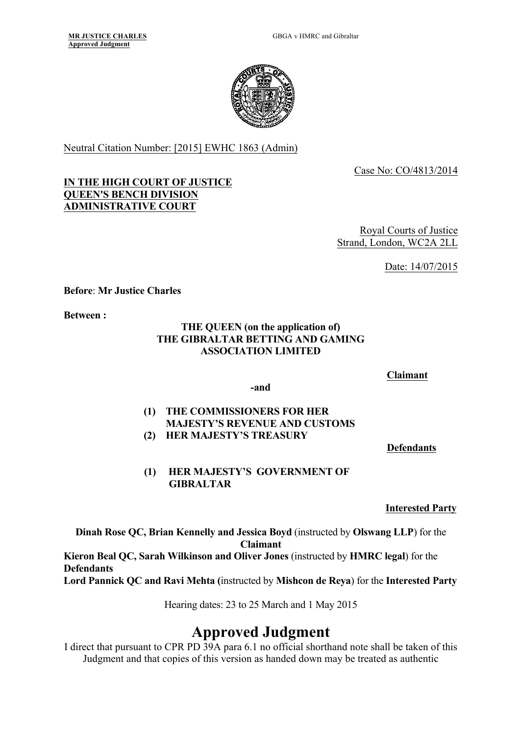Neutral Citation Number: [2015] EWHC 1863 (Admin)

Case No: CO/4813/2014

**IN THE HIGH COURT OF JUSTICE**
**QUEEN'S BENCH DIVISION**
**ADMINISTRATIVE COURT**

Royal Courts of Justice
Strand, London, WC2A 2LL

Date: 14/07/2015

**Before**: **Mr Justice Charles**

**Between :**

**THE QUEEN (on the application of)**
**THE GIBRALTAR BETTING AND GAMING ASSOCIATION LIMITED**

**Claimant**

**-and**

**(1) THE COMMISSIONERS FOR HER MAJESTY'S REVENUE AND CUSTOMS**
**(2) HER MAJESTY'S TREASURY**

**Defendants**

**(1) HER MAJESTY'S GOVERNMENT OF GIBRALTAR**

**Interested Party**

**Dinah Rose QC, Brian Kennelly and Jessica Boyd** (instructed by **Olswang LLP**) for the **Claimant**
**Kieron Beal QC, Sarah Wilkinson and Oliver Jones** (instructed by **HMRC legal**) for the **Defendants**
**Lord Pannick QC and Ravi Mehta (**instructed by **Mishcon de Reya**) for the **Interested Party**

Hearing dates: 23 to 25 March and 1 May 2015

# Approved Judgment

I direct that pursuant to CPR PD 39A para 6.1 no official shorthand note shall be taken of this Judgment and that copies of this version as handed down may be treated as authentic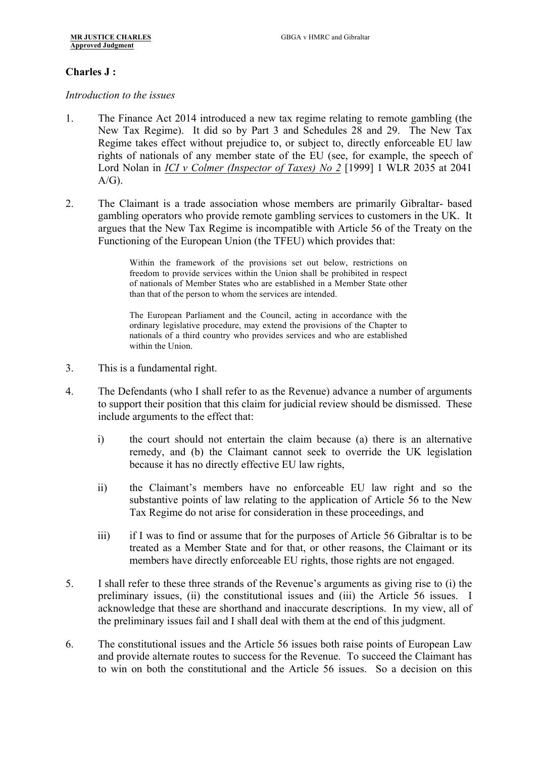**Charles J :**

*Introduction to the issues*

1. The Finance Act 2014 introduced a new tax regime relating to remote gambling (the New Tax Regime). It did so by Part 3 and Schedules 28 and 29. The New Tax Regime takes effect without prejudice to, or subject to, directly enforceable EU law rights of nationals of any member state of the EU (see, for example, the speech of Lord Nolan in *ICI v Colmer (Inspector of Taxes) No 2* [1999] 1 WLR 2035 at 2041 A/G).

2. The Claimant is a trade association whose members are primarily Gibraltar- based gambling operators who provide remote gambling services to customers in the UK. It argues that the New Tax Regime is incompatible with Article 56 of the Treaty on the Functioning of the European Union (the TFEU) which provides that:

   > Within the framework of the provisions set out below, restrictions on freedom to provide services within the Union shall be prohibited in respect of nationals of Member States who are established in a Member State other than that of the person to whom the services are intended.
   >
   > The European Parliament and the Council, acting in accordance with the ordinary legislative procedure, may extend the provisions of the Chapter to nationals of a third country who provides services and who are established within the Union.

3. This is a fundamental right.

4. The Defendants (who I shall refer to as the Revenue) advance a number of arguments to support their position that this claim for judicial review should be dismissed. These include arguments to the effect that:

   i) the court should not entertain the claim because (a) there is an alternative remedy, and (b) the Claimant cannot seek to override the UK legislation because it has no directly effective EU law rights,

   ii) the Claimant's members have no enforceable EU law right and so the substantive points of law relating to the application of Article 56 to the New Tax Regime do not arise for consideration in these proceedings, and

   iii) if I was to find or assume that for the purposes of Article 56 Gibraltar is to be treated as a Member State and for that, or other reasons, the Claimant or its members have directly enforceable EU rights, those rights are not engaged.

5. I shall refer to these three strands of the Revenue's arguments as giving rise to (i) the preliminary issues, (ii) the constitutional issues and (iii) the Article 56 issues. I acknowledge that these are shorthand and inaccurate descriptions. In my view, all of the preliminary issues fail and I shall deal with them at the end of this judgment.

6. The constitutional issues and the Article 56 issues both raise points of European Law and provide alternate routes to success for the Revenue. To succeed the Claimant has to win on both the constitutional and the Article 56 issues. So a decision on this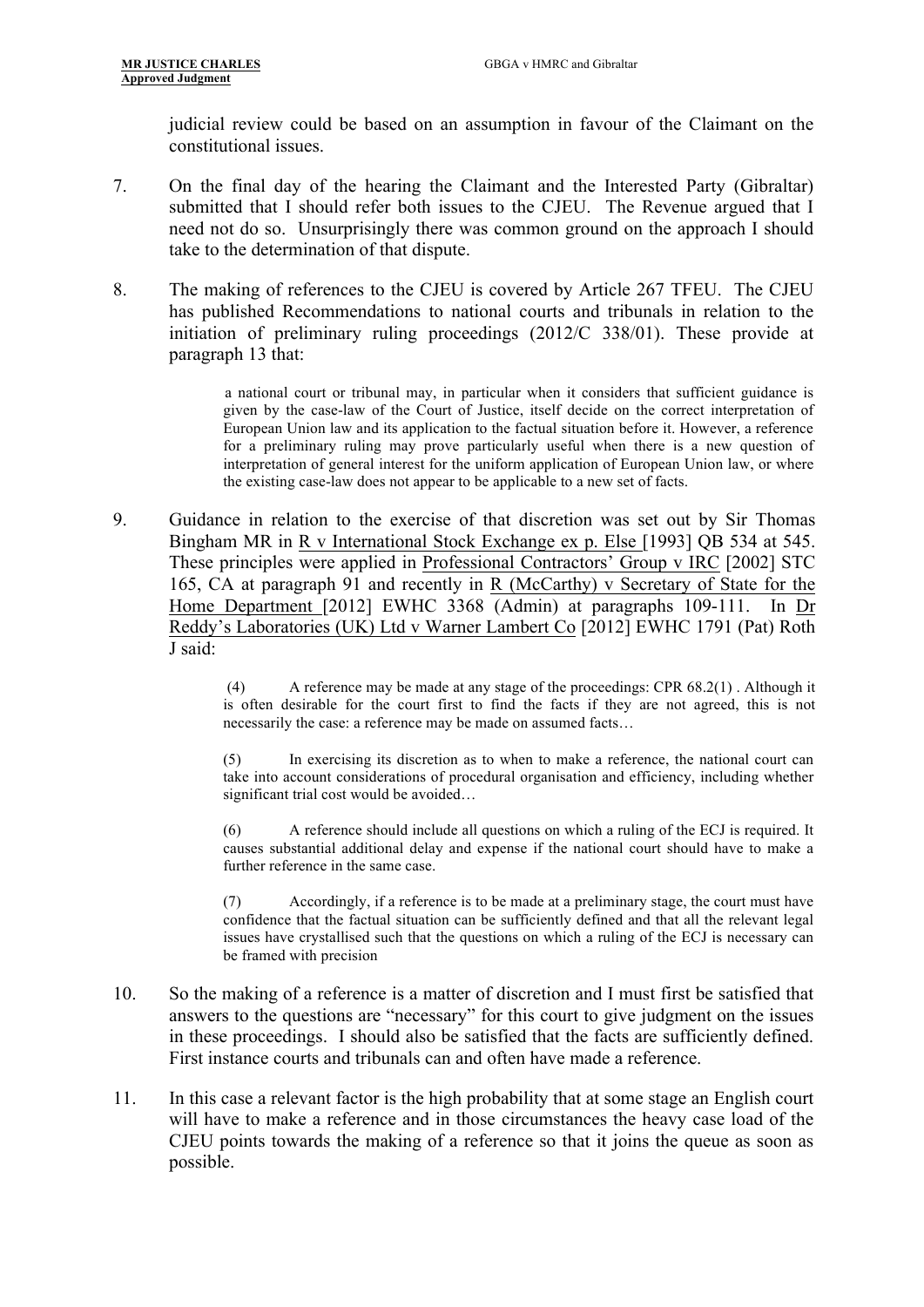judicial review could be based on an assumption in favour of the Claimant on the constitutional issues.

7. On the final day of the hearing the Claimant and the Interested Party (Gibraltar) submitted that I should refer both issues to the CJEU. The Revenue argued that I need not do so. Unsurprisingly there was common ground on the approach I should take to the determination of that dispute.

8. The making of references to the CJEU is covered by Article 267 TFEU. The CJEU has published Recommendations to national courts and tribunals in relation to the initiation of preliminary ruling proceedings (2012/C 338/01). These provide at paragraph 13 that:

> a national court or tribunal may, in particular when it considers that sufficient guidance is given by the case-law of the Court of Justice, itself decide on the correct interpretation of European Union law and its application to the factual situation before it. However, a reference for a preliminary ruling may prove particularly useful when there is a new question of interpretation of general interest for the uniform application of European Union law, or where the existing case-law does not appear to be applicable to a new set of facts.

9. Guidance in relation to the exercise of that discretion was set out by Sir Thomas Bingham MR in R v International Stock Exchange ex p. Else [1993] QB 534 at 545. These principles were applied in Professional Contractors' Group v IRC [2002] STC 165, CA at paragraph 91 and recently in R (McCarthy) v Secretary of State for the Home Department [2012] EWHC 3368 (Admin) at paragraphs 109-111. In Dr Reddy's Laboratories (UK) Ltd v Warner Lambert Co [2012] EWHC 1791 (Pat) Roth J said:

> (4) A reference may be made at any stage of the proceedings: CPR 68.2(1) . Although it is often desirable for the court first to find the facts if they are not agreed, this is not necessarily the case: a reference may be made on assumed facts…
>
> (5) In exercising its discretion as to when to make a reference, the national court can take into account considerations of procedural organisation and efficiency, including whether significant trial cost would be avoided…
>
> (6) A reference should include all questions on which a ruling of the ECJ is required. It causes substantial additional delay and expense if the national court should have to make a further reference in the same case.
>
> (7) Accordingly, if a reference is to be made at a preliminary stage, the court must have confidence that the factual situation can be sufficiently defined and that all the relevant legal issues have crystallised such that the questions on which a ruling of the ECJ is necessary can be framed with precision

10. So the making of a reference is a matter of discretion and I must first be satisfied that answers to the questions are "necessary" for this court to give judgment on the issues in these proceedings. I should also be satisfied that the facts are sufficiently defined. First instance courts and tribunals can and often have made a reference.

11. In this case a relevant factor is the high probability that at some stage an English court will have to make a reference and in those circumstances the heavy case load of the CJEU points towards the making of a reference so that it joins the queue as soon as possible.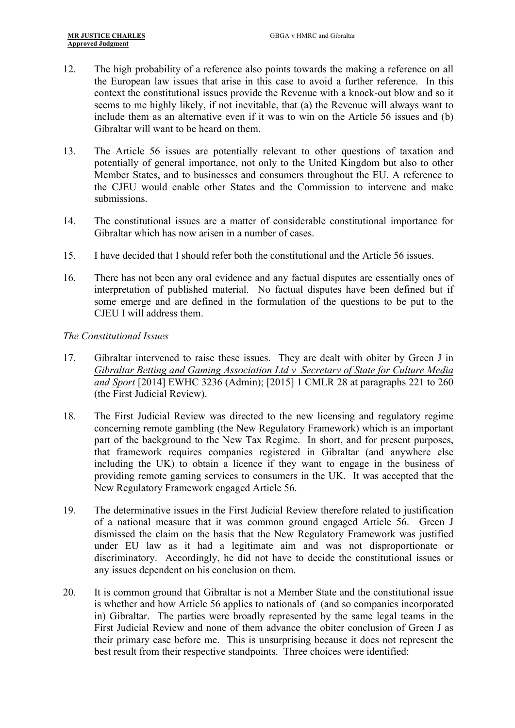12. The high probability of a reference also points towards the making a reference on all the European law issues that arise in this case to avoid a further reference. In this context the constitutional issues provide the Revenue with a knock-out blow and so it seems to me highly likely, if not inevitable, that (a) the Revenue will always want to include them as an alternative even if it was to win on the Article 56 issues and (b) Gibraltar will want to be heard on them.

13. The Article 56 issues are potentially relevant to other questions of taxation and potentially of general importance, not only to the United Kingdom but also to other Member States, and to businesses and consumers throughout the EU. A reference to the CJEU would enable other States and the Commission to intervene and make submissions.

14. The constitutional issues are a matter of considerable constitutional importance for Gibraltar which has now arisen in a number of cases.

15. I have decided that I should refer both the constitutional and the Article 56 issues.

16. There has not been any oral evidence and any factual disputes are essentially ones of interpretation of published material. No factual disputes have been defined but if some emerge and are defined in the formulation of the questions to be put to the CJEU I will address them.

*The Constitutional Issues*

17. Gibraltar intervened to raise these issues. They are dealt with obiter by Green J in Gibraltar Betting and Gaming Association Ltd v Secretary of State for Culture Media and Sport [2014] EWHC 3236 (Admin); [2015] 1 CMLR 28 at paragraphs 221 to 260 (the First Judicial Review).

18. The First Judicial Review was directed to the new licensing and regulatory regime concerning remote gambling (the New Regulatory Framework) which is an important part of the background to the New Tax Regime. In short, and for present purposes, that framework requires companies registered in Gibraltar (and anywhere else including the UK) to obtain a licence if they want to engage in the business of providing remote gaming services to consumers in the UK. It was accepted that the New Regulatory Framework engaged Article 56.

19. The determinative issues in the First Judicial Review therefore related to justification of a national measure that it was common ground engaged Article 56. Green J dismissed the claim on the basis that the New Regulatory Framework was justified under EU law as it had a legitimate aim and was not disproportionate or discriminatory. Accordingly, he did not have to decide the constitutional issues or any issues dependent on his conclusion on them.

20. It is common ground that Gibraltar is not a Member State and the constitutional issue is whether and how Article 56 applies to nationals of (and so companies incorporated in) Gibraltar. The parties were broadly represented by the same legal teams in the First Judicial Review and none of them advance the obiter conclusion of Green J as their primary case before me. This is unsurprising because it does not represent the best result from their respective standpoints. Three choices were identified: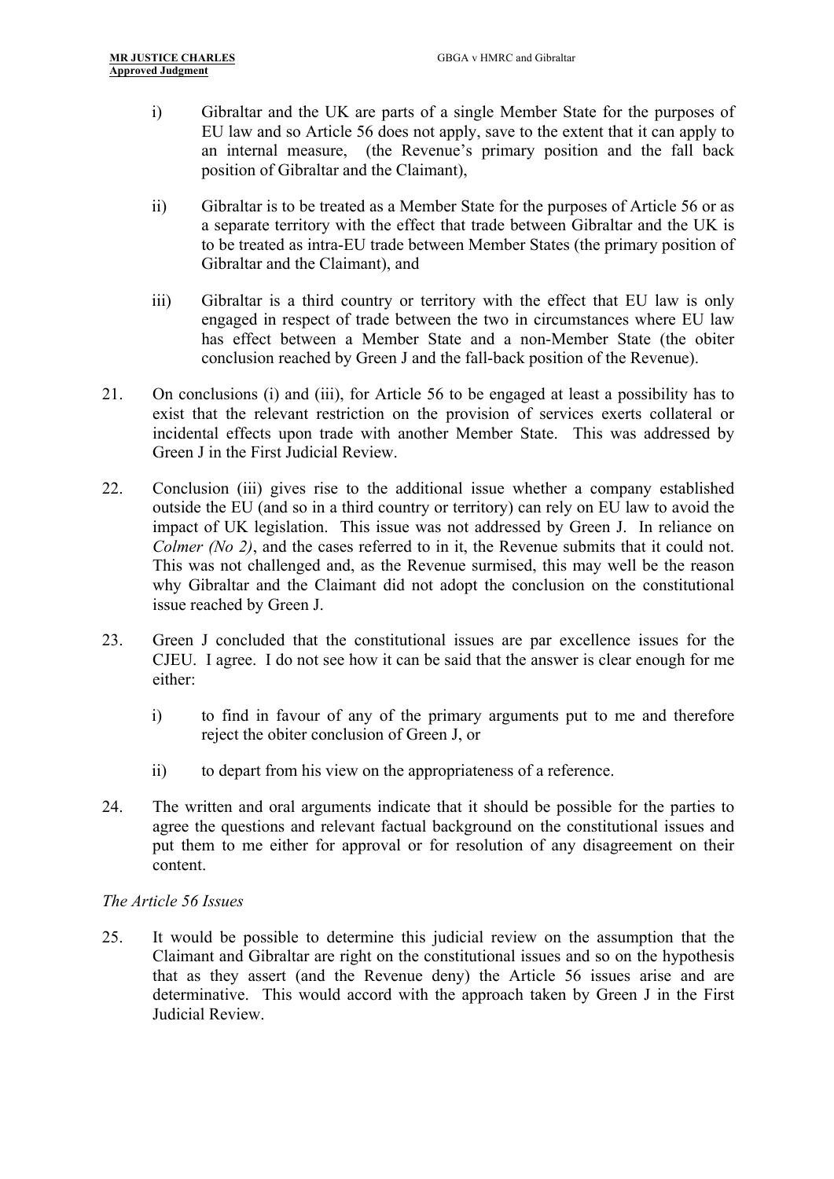i) Gibraltar and the UK are parts of a single Member State for the purposes of EU law and so Article 56 does not apply, save to the extent that it can apply to an internal measure, (the Revenue's primary position and the fall back position of Gibraltar and the Claimant),

ii) Gibraltar is to be treated as a Member State for the purposes of Article 56 or as a separate territory with the effect that trade between Gibraltar and the UK is to be treated as intra-EU trade between Member States (the primary position of Gibraltar and the Claimant), and

iii) Gibraltar is a third country or territory with the effect that EU law is only engaged in respect of trade between the two in circumstances where EU law has effect between a Member State and a non-Member State (the obiter conclusion reached by Green J and the fall-back position of the Revenue).

21. On conclusions (i) and (iii), for Article 56 to be engaged at least a possibility has to exist that the relevant restriction on the provision of services exerts collateral or incidental effects upon trade with another Member State. This was addressed by Green J in the First Judicial Review.

22. Conclusion (iii) gives rise to the additional issue whether a company established outside the EU (and so in a third country or territory) can rely on EU law to avoid the impact of UK legislation. This issue was not addressed by Green J. In reliance on *Colmer (No 2)*, and the cases referred to in it, the Revenue submits that it could not. This was not challenged and, as the Revenue surmised, this may well be the reason why Gibraltar and the Claimant did not adopt the conclusion on the constitutional issue reached by Green J.

23. Green J concluded that the constitutional issues are par excellence issues for the CJEU. I agree. I do not see how it can be said that the answer is clear enough for me either:

    i) to find in favour of any of the primary arguments put to me and therefore reject the obiter conclusion of Green J, or

    ii) to depart from his view on the appropriateness of a reference.

24. The written and oral arguments indicate that it should be possible for the parties to agree the questions and relevant factual background on the constitutional issues and put them to me either for approval or for resolution of any disagreement on their content.

*The Article 56 Issues*

25. It would be possible to determine this judicial review on the assumption that the Claimant and Gibraltar are right on the constitutional issues and so on the hypothesis that as they assert (and the Revenue deny) the Article 56 issues arise and are determinative. This would accord with the approach taken by Green J in the First Judicial Review.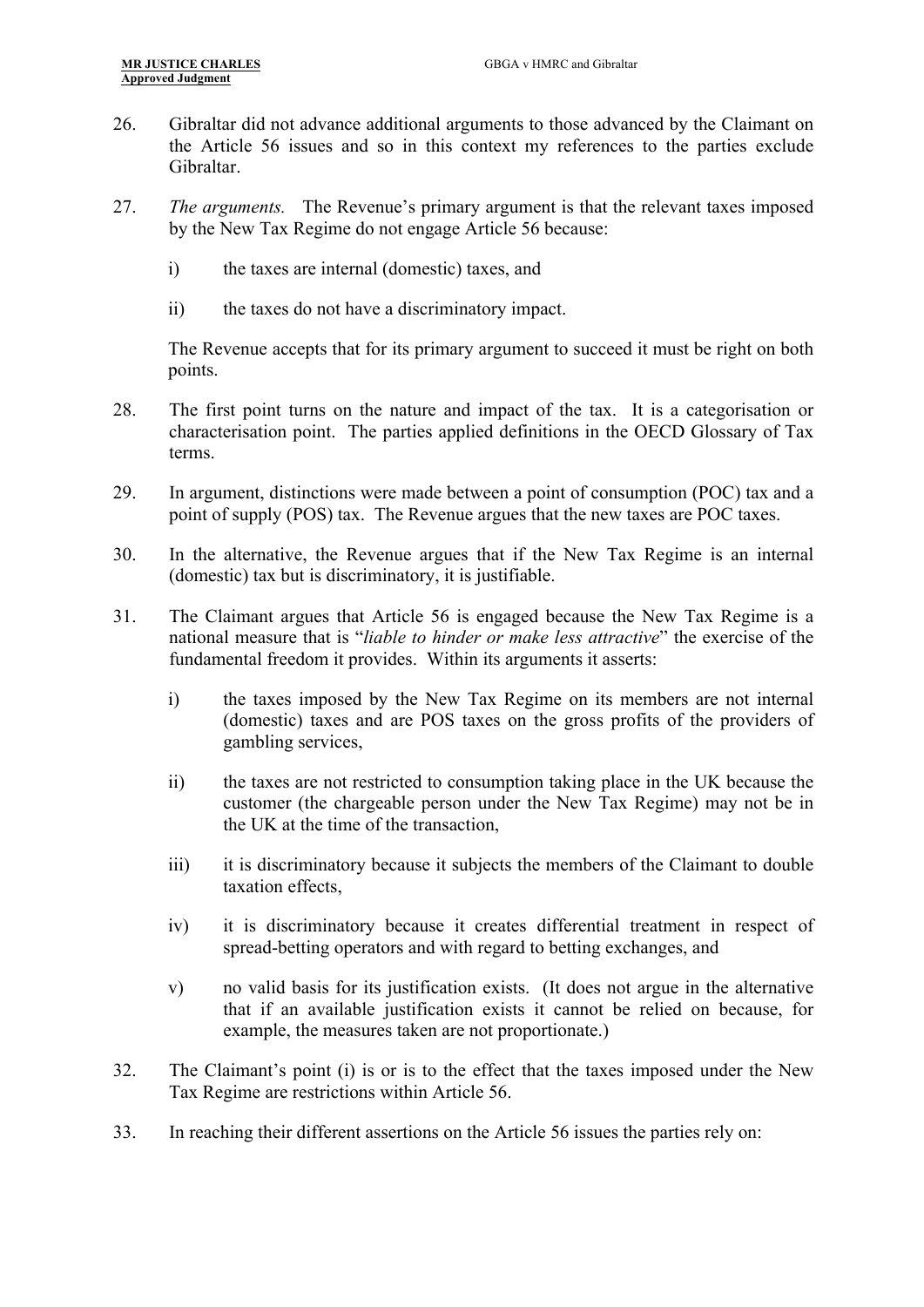26. Gibraltar did not advance additional arguments to those advanced by the Claimant on the Article 56 issues and so in this context my references to the parties exclude Gibraltar.

27. *The arguments.* The Revenue's primary argument is that the relevant taxes imposed by the New Tax Regime do not engage Article 56 because:

    i) the taxes are internal (domestic) taxes, and

    ii) the taxes do not have a discriminatory impact.

    The Revenue accepts that for its primary argument to succeed it must be right on both points.

28. The first point turns on the nature and impact of the tax. It is a categorisation or characterisation point. The parties applied definitions in the OECD Glossary of Tax terms.

29. In argument, distinctions were made between a point of consumption (POC) tax and a point of supply (POS) tax. The Revenue argues that the new taxes are POC taxes.

30. In the alternative, the Revenue argues that if the New Tax Regime is an internal (domestic) tax but is discriminatory, it is justifiable.

31. The Claimant argues that Article 56 is engaged because the New Tax Regime is a national measure that is "*liable to hinder or make less attractive*" the exercise of the fundamental freedom it provides. Within its arguments it asserts:

    i) the taxes imposed by the New Tax Regime on its members are not internal (domestic) taxes and are POS taxes on the gross profits of the providers of gambling services,

    ii) the taxes are not restricted to consumption taking place in the UK because the customer (the chargeable person under the New Tax Regime) may not be in the UK at the time of the transaction,

    iii) it is discriminatory because it subjects the members of the Claimant to double taxation effects,

    iv) it is discriminatory because it creates differential treatment in respect of spread-betting operators and with regard to betting exchanges, and

    v) no valid basis for its justification exists. (It does not argue in the alternative that if an available justification exists it cannot be relied on because, for example, the measures taken are not proportionate.)

32. The Claimant's point (i) is or is to the effect that the taxes imposed under the New Tax Regime are restrictions within Article 56.

33. In reaching their different assertions on the Article 56 issues the parties rely on: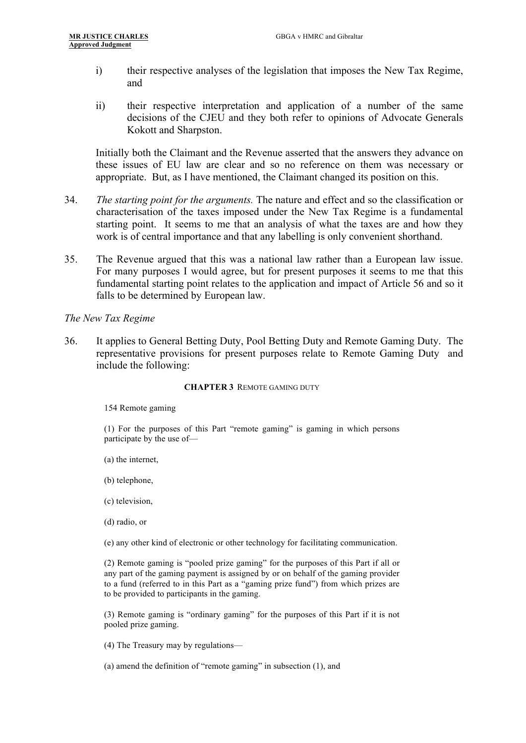i) their respective analyses of the legislation that imposes the New Tax Regime, and

ii) their respective interpretation and application of a number of the same decisions of the CJEU and they both refer to opinions of Advocate Generals Kokott and Sharpston.

Initially both the Claimant and the Revenue asserted that the answers they advance on these issues of EU law are clear and so no reference on them was necessary or appropriate. But, as I have mentioned, the Claimant changed its position on this.

34. *The starting point for the arguments.* The nature and effect and so the classification or characterisation of the taxes imposed under the New Tax Regime is a fundamental starting point. It seems to me that an analysis of what the taxes are and how they work is of central importance and that any labelling is only convenient shorthand.

35. The Revenue argued that this was a national law rather than a European law issue. For many purposes I would agree, but for present purposes it seems to me that this fundamental starting point relates to the application and impact of Article 56 and so it falls to be determined by European law.

*The New Tax Regime*

36. It applies to General Betting Duty, Pool Betting Duty and Remote Gaming Duty. The representative provisions for present purposes relate to Remote Gaming Duty and include the following:

**CHAPTER 3** REMOTE GAMING DUTY

154 Remote gaming

(1) For the purposes of this Part "remote gaming" is gaming in which persons participate by the use of—

(a) the internet,

(b) telephone,

(c) television,

(d) radio, or

(e) any other kind of electronic or other technology for facilitating communication.

(2) Remote gaming is "pooled prize gaming" for the purposes of this Part if all or any part of the gaming payment is assigned by or on behalf of the gaming provider to a fund (referred to in this Part as a "gaming prize fund") from which prizes are to be provided to participants in the gaming.

(3) Remote gaming is "ordinary gaming" for the purposes of this Part if it is not pooled prize gaming.

(4) The Treasury may by regulations—

(a) amend the definition of "remote gaming" in subsection (1), and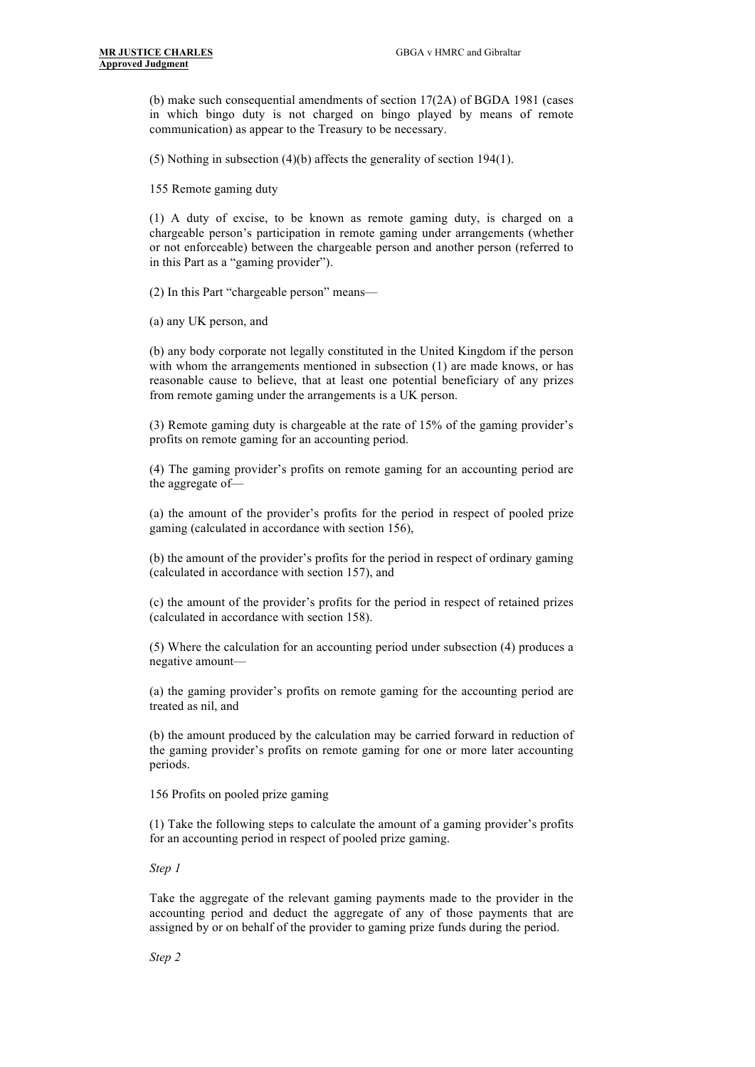(b) make such consequential amendments of section 17(2A) of BGDA 1981 (cases in which bingo duty is not charged on bingo played by means of remote communication) as appear to the Treasury to be necessary.

(5) Nothing in subsection (4)(b) affects the generality of section 194(1).

155 Remote gaming duty

(1) A duty of excise, to be known as remote gaming duty, is charged on a chargeable person's participation in remote gaming under arrangements (whether or not enforceable) between the chargeable person and another person (referred to in this Part as a "gaming provider").

(2) In this Part "chargeable person" means—

(a) any UK person, and

(b) any body corporate not legally constituted in the United Kingdom if the person with whom the arrangements mentioned in subsection (1) are made knows, or has reasonable cause to believe, that at least one potential beneficiary of any prizes from remote gaming under the arrangements is a UK person.

(3) Remote gaming duty is chargeable at the rate of 15% of the gaming provider's profits on remote gaming for an accounting period.

(4) The gaming provider's profits on remote gaming for an accounting period are the aggregate of—

(a) the amount of the provider's profits for the period in respect of pooled prize gaming (calculated in accordance with section 156),

(b) the amount of the provider's profits for the period in respect of ordinary gaming (calculated in accordance with section 157), and

(c) the amount of the provider's profits for the period in respect of retained prizes (calculated in accordance with section 158).

(5) Where the calculation for an accounting period under subsection (4) produces a negative amount—

(a) the gaming provider's profits on remote gaming for the accounting period are treated as nil, and

(b) the amount produced by the calculation may be carried forward in reduction of the gaming provider's profits on remote gaming for one or more later accounting periods.

156 Profits on pooled prize gaming

(1) Take the following steps to calculate the amount of a gaming provider's profits for an accounting period in respect of pooled prize gaming.

*Step 1*

Take the aggregate of the relevant gaming payments made to the provider in the accounting period and deduct the aggregate of any of those payments that are assigned by or on behalf of the provider to gaming prize funds during the period.

*Step 2*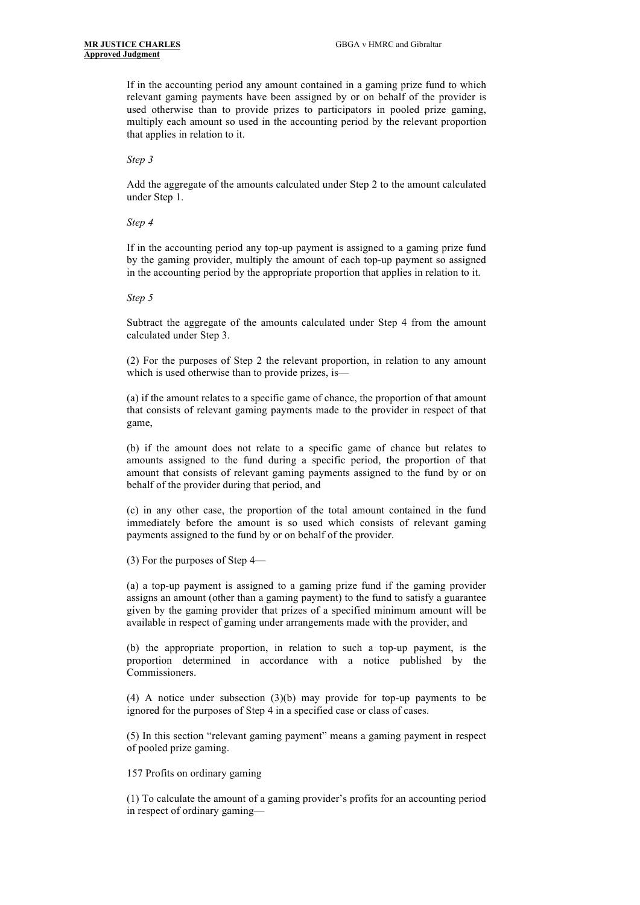If in the accounting period any amount contained in a gaming prize fund to which relevant gaming payments have been assigned by or on behalf of the provider is used otherwise than to provide prizes to participators in pooled prize gaming, multiply each amount so used in the accounting period by the relevant proportion that applies in relation to it.

*Step 3*

Add the aggregate of the amounts calculated under Step 2 to the amount calculated under Step 1.

*Step 4*

If in the accounting period any top-up payment is assigned to a gaming prize fund by the gaming provider, multiply the amount of each top-up payment so assigned in the accounting period by the appropriate proportion that applies in relation to it.

*Step 5*

Subtract the aggregate of the amounts calculated under Step 4 from the amount calculated under Step 3.

(2) For the purposes of Step 2 the relevant proportion, in relation to any amount which is used otherwise than to provide prizes, is—

(a) if the amount relates to a specific game of chance, the proportion of that amount that consists of relevant gaming payments made to the provider in respect of that game,

(b) if the amount does not relate to a specific game of chance but relates to amounts assigned to the fund during a specific period, the proportion of that amount that consists of relevant gaming payments assigned to the fund by or on behalf of the provider during that period, and

(c) in any other case, the proportion of the total amount contained in the fund immediately before the amount is so used which consists of relevant gaming payments assigned to the fund by or on behalf of the provider.

(3) For the purposes of Step 4—

(a) a top-up payment is assigned to a gaming prize fund if the gaming provider assigns an amount (other than a gaming payment) to the fund to satisfy a guarantee given by the gaming provider that prizes of a specified minimum amount will be available in respect of gaming under arrangements made with the provider, and

(b) the appropriate proportion, in relation to such a top-up payment, is the proportion determined in accordance with a notice published by the Commissioners.

(4) A notice under subsection (3)(b) may provide for top-up payments to be ignored for the purposes of Step 4 in a specified case or class of cases.

(5) In this section "relevant gaming payment" means a gaming payment in respect of pooled prize gaming.

157 Profits on ordinary gaming

(1) To calculate the amount of a gaming provider's profits for an accounting period in respect of ordinary gaming—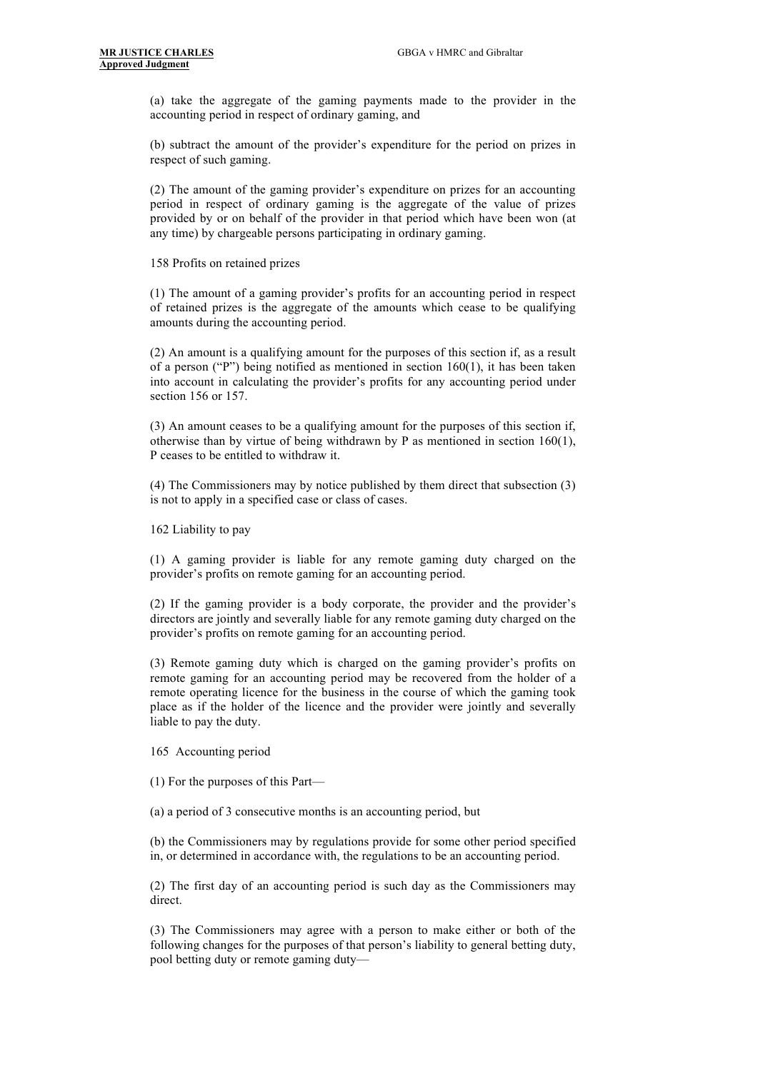(a) take the aggregate of the gaming payments made to the provider in the accounting period in respect of ordinary gaming, and

(b) subtract the amount of the provider's expenditure for the period on prizes in respect of such gaming.

(2) The amount of the gaming provider's expenditure on prizes for an accounting period in respect of ordinary gaming is the aggregate of the value of prizes provided by or on behalf of the provider in that period which have been won (at any time) by chargeable persons participating in ordinary gaming.

158 Profits on retained prizes

(1) The amount of a gaming provider's profits for an accounting period in respect of retained prizes is the aggregate of the amounts which cease to be qualifying amounts during the accounting period.

(2) An amount is a qualifying amount for the purposes of this section if, as a result of a person ("P") being notified as mentioned in section 160(1), it has been taken into account in calculating the provider's profits for any accounting period under section 156 or 157.

(3) An amount ceases to be a qualifying amount for the purposes of this section if, otherwise than by virtue of being withdrawn by P as mentioned in section 160(1), P ceases to be entitled to withdraw it.

(4) The Commissioners may by notice published by them direct that subsection (3) is not to apply in a specified case or class of cases.

162 Liability to pay

(1) A gaming provider is liable for any remote gaming duty charged on the provider's profits on remote gaming for an accounting period.

(2) If the gaming provider is a body corporate, the provider and the provider's directors are jointly and severally liable for any remote gaming duty charged on the provider's profits on remote gaming for an accounting period.

(3) Remote gaming duty which is charged on the gaming provider's profits on remote gaming for an accounting period may be recovered from the holder of a remote operating licence for the business in the course of which the gaming took place as if the holder of the licence and the provider were jointly and severally liable to pay the duty.

165 Accounting period

(1) For the purposes of this Part—

(a) a period of 3 consecutive months is an accounting period, but

(b) the Commissioners may by regulations provide for some other period specified in, or determined in accordance with, the regulations to be an accounting period.

(2) The first day of an accounting period is such day as the Commissioners may direct.

(3) The Commissioners may agree with a person to make either or both of the following changes for the purposes of that person's liability to general betting duty, pool betting duty or remote gaming duty—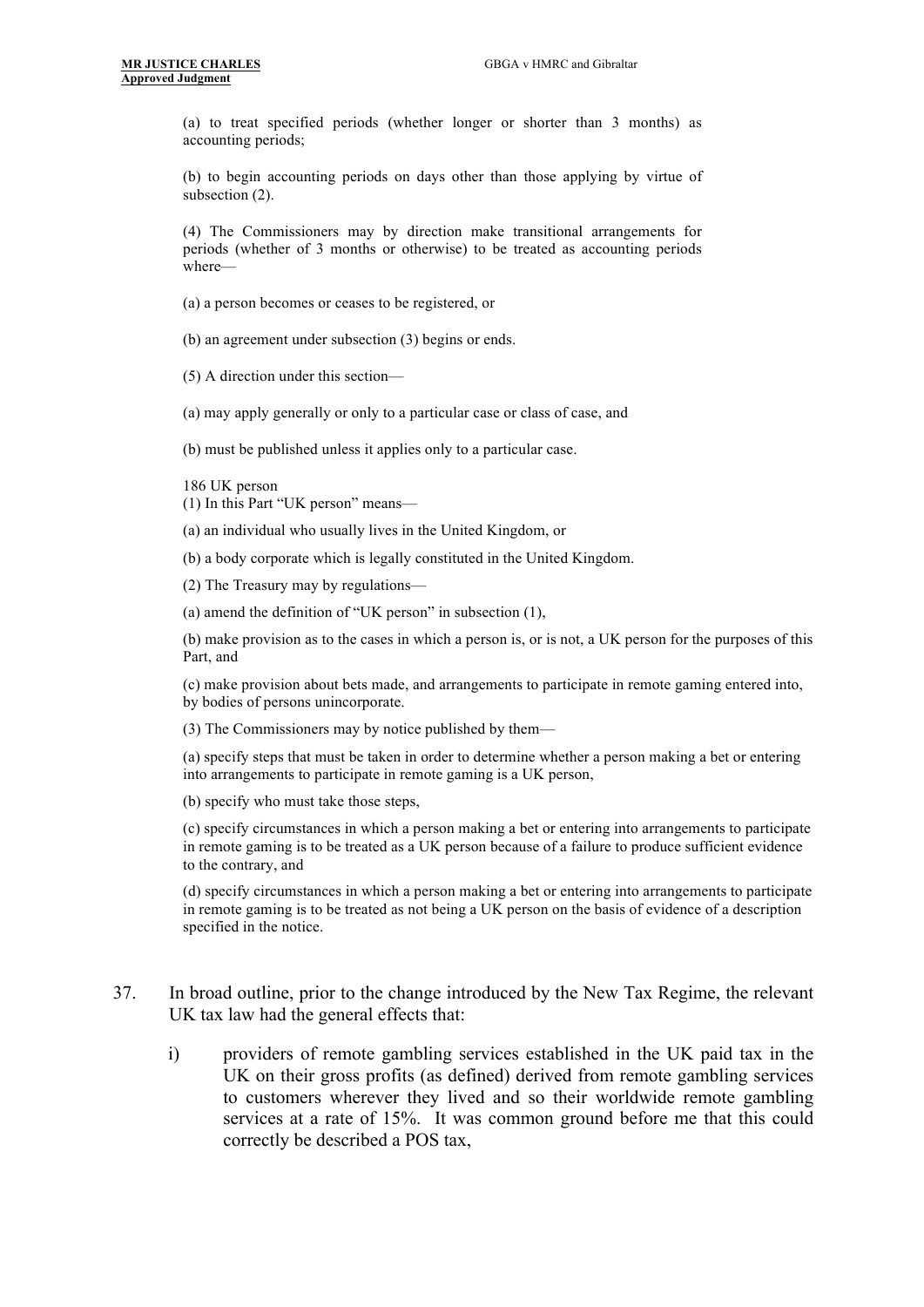(a) to treat specified periods (whether longer or shorter than 3 months) as accounting periods;

(b) to begin accounting periods on days other than those applying by virtue of subsection (2).

(4) The Commissioners may by direction make transitional arrangements for periods (whether of 3 months or otherwise) to be treated as accounting periods where—

(a) a person becomes or ceases to be registered, or

(b) an agreement under subsection (3) begins or ends.

(5) A direction under this section—

(a) may apply generally or only to a particular case or class of case, and

(b) must be published unless it applies only to a particular case.

186 UK person

(1) In this Part "UK person" means—

(a) an individual who usually lives in the United Kingdom, or

(b) a body corporate which is legally constituted in the United Kingdom.

(2) The Treasury may by regulations—

(a) amend the definition of "UK person" in subsection (1),

(b) make provision as to the cases in which a person is, or is not, a UK person for the purposes of this Part, and

(c) make provision about bets made, and arrangements to participate in remote gaming entered into, by bodies of persons unincorporate.

(3) The Commissioners may by notice published by them—

(a) specify steps that must be taken in order to determine whether a person making a bet or entering into arrangements to participate in remote gaming is a UK person,

(b) specify who must take those steps,

(c) specify circumstances in which a person making a bet or entering into arrangements to participate in remote gaming is to be treated as a UK person because of a failure to produce sufficient evidence to the contrary, and

(d) specify circumstances in which a person making a bet or entering into arrangements to participate in remote gaming is to be treated as not being a UK person on the basis of evidence of a description specified in the notice.

37. In broad outline, prior to the change introduced by the New Tax Regime, the relevant UK tax law had the general effects that:

    i) providers of remote gambling services established in the UK paid tax in the UK on their gross profits (as defined) derived from remote gambling services to customers wherever they lived and so their worldwide remote gambling services at a rate of 15%. It was common ground before me that this could correctly be described a POS tax,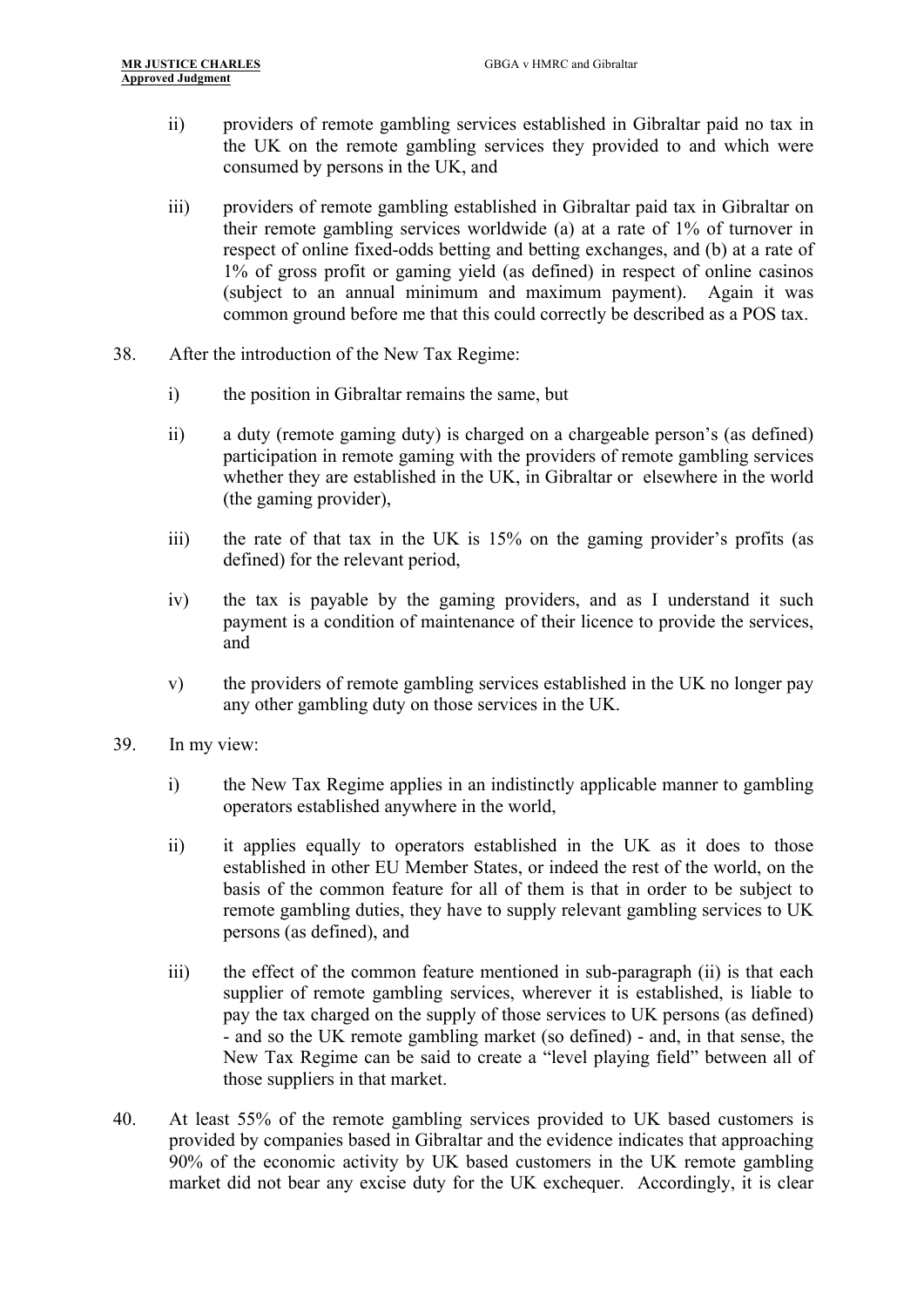ii) providers of remote gambling services established in Gibraltar paid no tax in the UK on the remote gambling services they provided to and which were consumed by persons in the UK, and

iii) providers of remote gambling established in Gibraltar paid tax in Gibraltar on their remote gambling services worldwide (a) at a rate of 1% of turnover in respect of online fixed-odds betting and betting exchanges, and (b) at a rate of 1% of gross profit or gaming yield (as defined) in respect of online casinos (subject to an annual minimum and maximum payment). Again it was common ground before me that this could correctly be described as a POS tax.

38. After the introduction of the New Tax Regime:

i) the position in Gibraltar remains the same, but

ii) a duty (remote gaming duty) is charged on a chargeable person's (as defined) participation in remote gaming with the providers of remote gambling services whether they are established in the UK, in Gibraltar or elsewhere in the world (the gaming provider),

iii) the rate of that tax in the UK is 15% on the gaming provider's profits (as defined) for the relevant period,

iv) the tax is payable by the gaming providers, and as I understand it such payment is a condition of maintenance of their licence to provide the services, and

v) the providers of remote gambling services established in the UK no longer pay any other gambling duty on those services in the UK.

39. In my view:

i) the New Tax Regime applies in an indistinctly applicable manner to gambling operators established anywhere in the world,

ii) it applies equally to operators established in the UK as it does to those established in other EU Member States, or indeed the rest of the world, on the basis of the common feature for all of them is that in order to be subject to remote gambling duties, they have to supply relevant gambling services to UK persons (as defined), and

iii) the effect of the common feature mentioned in sub-paragraph (ii) is that each supplier of remote gambling services, wherever it is established, is liable to pay the tax charged on the supply of those services to UK persons (as defined) - and so the UK remote gambling market (so defined) - and, in that sense, the New Tax Regime can be said to create a "level playing field" between all of those suppliers in that market.

40. At least 55% of the remote gambling services provided to UK based customers is provided by companies based in Gibraltar and the evidence indicates that approaching 90% of the economic activity by UK based customers in the UK remote gambling market did not bear any excise duty for the UK exchequer. Accordingly, it is clear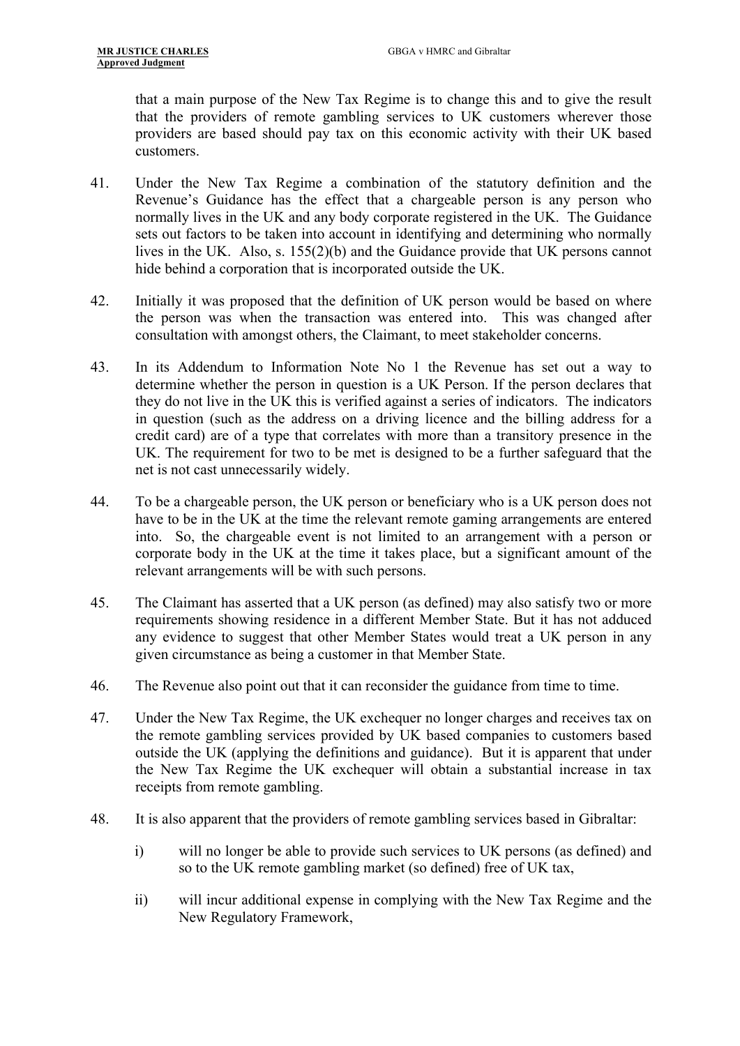that a main purpose of the New Tax Regime is to change this and to give the result that the providers of remote gambling services to UK customers wherever those providers are based should pay tax on this economic activity with their UK based customers.

41. Under the New Tax Regime a combination of the statutory definition and the Revenue's Guidance has the effect that a chargeable person is any person who normally lives in the UK and any body corporate registered in the UK. The Guidance sets out factors to be taken into account in identifying and determining who normally lives in the UK. Also, s. 155(2)(b) and the Guidance provide that UK persons cannot hide behind a corporation that is incorporated outside the UK.

42. Initially it was proposed that the definition of UK person would be based on where the person was when the transaction was entered into. This was changed after consultation with amongst others, the Claimant, to meet stakeholder concerns.

43. In its Addendum to Information Note No 1 the Revenue has set out a way to determine whether the person in question is a UK Person. If the person declares that they do not live in the UK this is verified against a series of indicators. The indicators in question (such as the address on a driving licence and the billing address for a credit card) are of a type that correlates with more than a transitory presence in the UK. The requirement for two to be met is designed to be a further safeguard that the net is not cast unnecessarily widely.

44. To be a chargeable person, the UK person or beneficiary who is a UK person does not have to be in the UK at the time the relevant remote gaming arrangements are entered into. So, the chargeable event is not limited to an arrangement with a person or corporate body in the UK at the time it takes place, but a significant amount of the relevant arrangements will be with such persons.

45. The Claimant has asserted that a UK person (as defined) may also satisfy two or more requirements showing residence in a different Member State. But it has not adduced any evidence to suggest that other Member States would treat a UK person in any given circumstance as being a customer in that Member State.

46. The Revenue also point out that it can reconsider the guidance from time to time.

47. Under the New Tax Regime, the UK exchequer no longer charges and receives tax on the remote gambling services provided by UK based companies to customers based outside the UK (applying the definitions and guidance). But it is apparent that under the New Tax Regime the UK exchequer will obtain a substantial increase in tax receipts from remote gambling.

48. It is also apparent that the providers of remote gambling services based in Gibraltar:

    i) will no longer be able to provide such services to UK persons (as defined) and so to the UK remote gambling market (so defined) free of UK tax,

    ii) will incur additional expense in complying with the New Tax Regime and the New Regulatory Framework,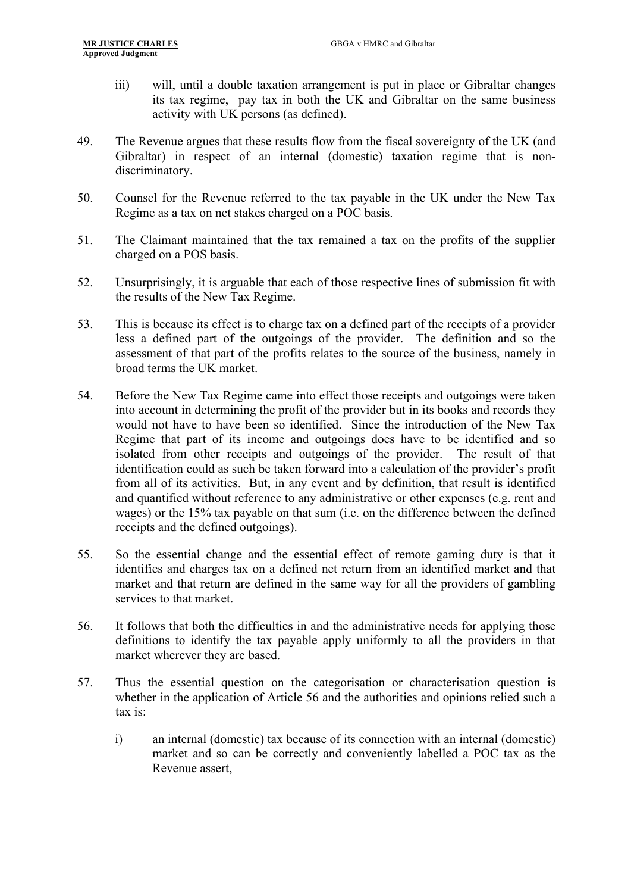iii) will, until a double taxation arrangement is put in place or Gibraltar changes its tax regime, pay tax in both the UK and Gibraltar on the same business activity with UK persons (as defined).

49. The Revenue argues that these results flow from the fiscal sovereignty of the UK (and Gibraltar) in respect of an internal (domestic) taxation regime that is non-discriminatory.

50. Counsel for the Revenue referred to the tax payable in the UK under the New Tax Regime as a tax on net stakes charged on a POC basis.

51. The Claimant maintained that the tax remained a tax on the profits of the supplier charged on a POS basis.

52. Unsurprisingly, it is arguable that each of those respective lines of submission fit with the results of the New Tax Regime.

53. This is because its effect is to charge tax on a defined part of the receipts of a provider less a defined part of the outgoings of the provider. The definition and so the assessment of that part of the profits relates to the source of the business, namely in broad terms the UK market.

54. Before the New Tax Regime came into effect those receipts and outgoings were taken into account in determining the profit of the provider but in its books and records they would not have to have been so identified. Since the introduction of the New Tax Regime that part of its income and outgoings does have to be identified and so isolated from other receipts and outgoings of the provider. The result of that identification could as such be taken forward into a calculation of the provider's profit from all of its activities. But, in any event and by definition, that result is identified and quantified without reference to any administrative or other expenses (e.g. rent and wages) or the 15% tax payable on that sum (i.e. on the difference between the defined receipts and the defined outgoings).

55. So the essential change and the essential effect of remote gaming duty is that it identifies and charges tax on a defined net return from an identified market and that market and that return are defined in the same way for all the providers of gambling services to that market.

56. It follows that both the difficulties in and the administrative needs for applying those definitions to identify the tax payable apply uniformly to all the providers in that market wherever they are based.

57. Thus the essential question on the categorisation or characterisation question is whether in the application of Article 56 and the authorities and opinions relied such a tax is:

i) an internal (domestic) tax because of its connection with an internal (domestic) market and so can be correctly and conveniently labelled a POC tax as the Revenue assert,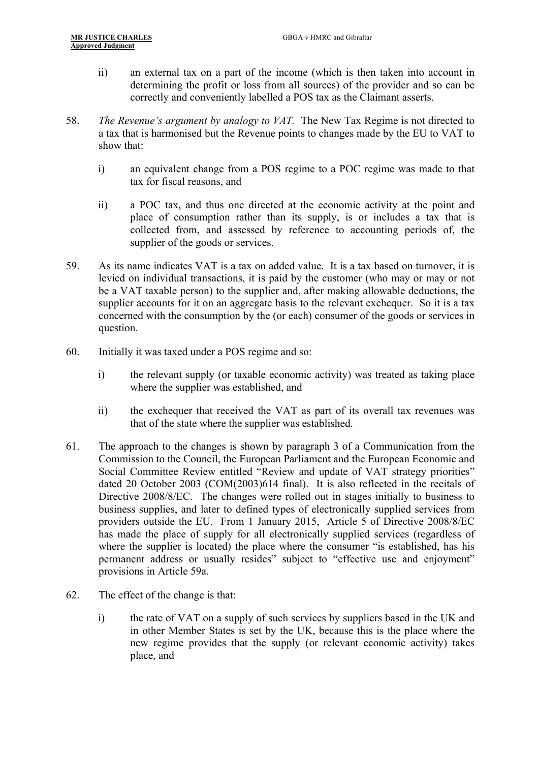ii) an external tax on a part of the income (which is then taken into account in determining the profit or loss from all sources) of the provider and so can be correctly and conveniently labelled a POS tax as the Claimant asserts.

58. *The Revenue's argument by analogy to VAT.* The New Tax Regime is not directed to a tax that is harmonised but the Revenue points to changes made by the EU to VAT to show that:

    i) an equivalent change from a POS regime to a POC regime was made to that tax for fiscal reasons, and

    ii) a POC tax, and thus one directed at the economic activity at the point and place of consumption rather than its supply, is or includes a tax that is collected from, and assessed by reference to accounting periods of, the supplier of the goods or services.

59. As its name indicates VAT is a tax on added value. It is a tax based on turnover, it is levied on individual transactions, it is paid by the customer (who may or may not be a VAT taxable person) to the supplier and, after making allowable deductions, the supplier accounts for it on an aggregate basis to the relevant exchequer. So it is a tax concerned with the consumption by the (or each) consumer of the goods or services in question.

60. Initially it was taxed under a POS regime and so:

    i) the relevant supply (or taxable economic activity) was treated as taking place where the supplier was established, and

    ii) the exchequer that received the VAT as part of its overall tax revenues was that of the state where the supplier was established.

61. The approach to the changes is shown by paragraph 3 of a Communication from the Commission to the Council, the European Parliament and the European Economic and Social Committee Review entitled "Review and update of VAT strategy priorities" dated 20 October 2003 (COM(2003)614 final). It is also reflected in the recitals of Directive 2008/8/EC. The changes were rolled out in stages initially to business to business supplies, and later to defined types of electronically supplied services from providers outside the EU. From 1 January 2015, Article 5 of Directive 2008/8/EC has made the place of supply for all electronically supplied services (regardless of where the supplier is located) the place where the consumer "is established, has his permanent address or usually resides" subject to "effective use and enjoyment" provisions in Article 59a.

62. The effect of the change is that:

    i) the rate of VAT on a supply of such services by suppliers based in the UK and in other Member States is set by the UK, because this is the place where the new regime provides that the supply (or relevant economic activity) takes place, and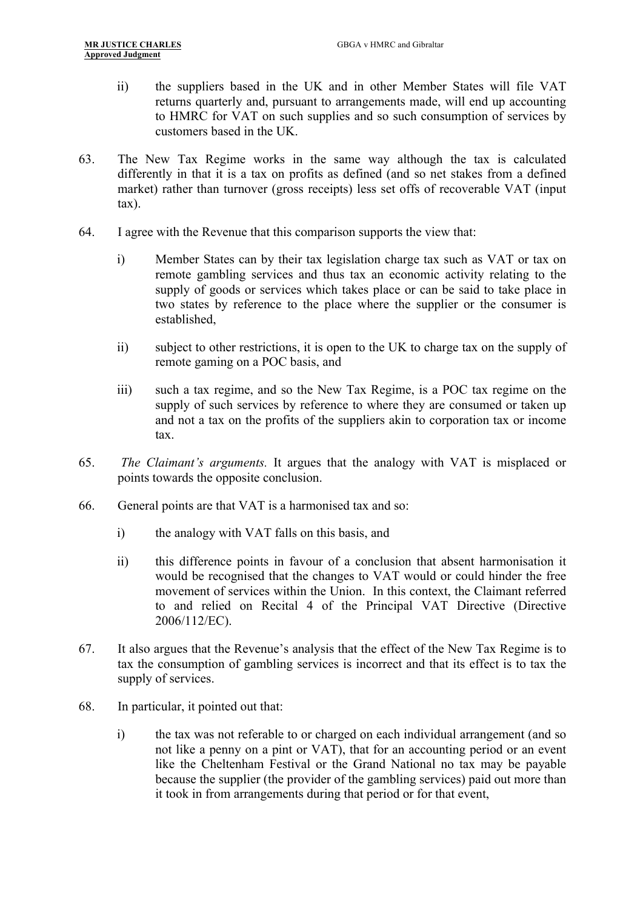ii) the suppliers based in the UK and in other Member States will file VAT returns quarterly and, pursuant to arrangements made, will end up accounting to HMRC for VAT on such supplies and so such consumption of services by customers based in the UK.

63. The New Tax Regime works in the same way although the tax is calculated differently in that it is a tax on profits as defined (and so net stakes from a defined market) rather than turnover (gross receipts) less set offs of recoverable VAT (input tax).

64. I agree with the Revenue that this comparison supports the view that:

i) Member States can by their tax legislation charge tax such as VAT or tax on remote gambling services and thus tax an economic activity relating to the supply of goods or services which takes place or can be said to take place in two states by reference to the place where the supplier or the consumer is established,

ii) subject to other restrictions, it is open to the UK to charge tax on the supply of remote gaming on a POC basis, and

iii) such a tax regime, and so the New Tax Regime, is a POC tax regime on the supply of such services by reference to where they are consumed or taken up and not a tax on the profits of the suppliers akin to corporation tax or income tax.

65. *The Claimant's arguments.* It argues that the analogy with VAT is misplaced or points towards the opposite conclusion.

66. General points are that VAT is a harmonised tax and so:

i) the analogy with VAT falls on this basis, and

ii) this difference points in favour of a conclusion that absent harmonisation it would be recognised that the changes to VAT would or could hinder the free movement of services within the Union. In this context, the Claimant referred to and relied on Recital 4 of the Principal VAT Directive (Directive 2006/112/EC).

67. It also argues that the Revenue's analysis that the effect of the New Tax Regime is to tax the consumption of gambling services is incorrect and that its effect is to tax the supply of services.

68. In particular, it pointed out that:

i) the tax was not referable to or charged on each individual arrangement (and so not like a penny on a pint or VAT), that for an accounting period or an event like the Cheltenham Festival or the Grand National no tax may be payable because the supplier (the provider of the gambling services) paid out more than it took in from arrangements during that period or for that event,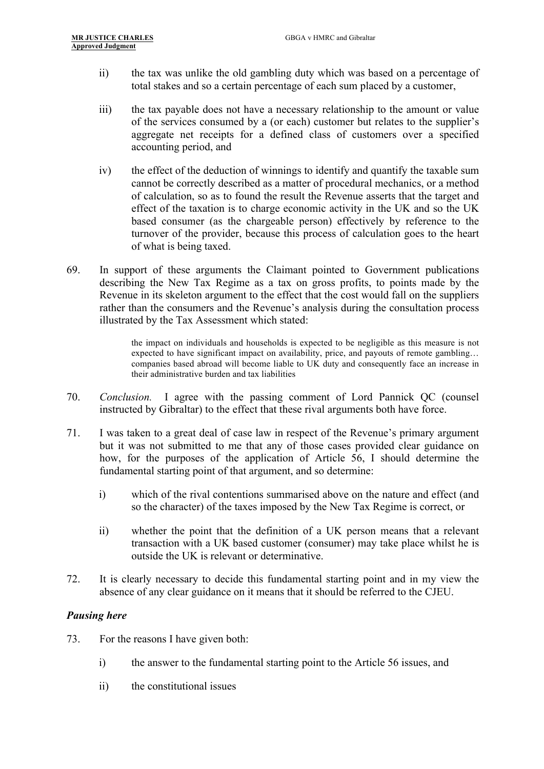ii) the tax was unlike the old gambling duty which was based on a percentage of total stakes and so a certain percentage of each sum placed by a customer,

iii) the tax payable does not have a necessary relationship to the amount or value of the services consumed by a (or each) customer but relates to the supplier's aggregate net receipts for a defined class of customers over a specified accounting period, and

iv) the effect of the deduction of winnings to identify and quantify the taxable sum cannot be correctly described as a matter of procedural mechanics, or a method of calculation, so as to found the result the Revenue asserts that the target and effect of the taxation is to charge economic activity in the UK and so the UK based consumer (as the chargeable person) effectively by reference to the turnover of the provider, because this process of calculation goes to the heart of what is being taxed.

69. In support of these arguments the Claimant pointed to Government publications describing the New Tax Regime as a tax on gross profits, to points made by the Revenue in its skeleton argument to the effect that the cost would fall on the suppliers rather than the consumers and the Revenue's analysis during the consultation process illustrated by the Tax Assessment which stated:

> the impact on individuals and households is expected to be negligible as this measure is not expected to have significant impact on availability, price, and payouts of remote gambling… companies based abroad will become liable to UK duty and consequently face an increase in their administrative burden and tax liabilities

70. *Conclusion.* I agree with the passing comment of Lord Pannick QC (counsel instructed by Gibraltar) to the effect that these rival arguments both have force.

71. I was taken to a great deal of case law in respect of the Revenue's primary argument but it was not submitted to me that any of those cases provided clear guidance on how, for the purposes of the application of Article 56, I should determine the fundamental starting point of that argument, and so determine:

    i) which of the rival contentions summarised above on the nature and effect (and so the character) of the taxes imposed by the New Tax Regime is correct, or

    ii) whether the point that the definition of a UK person means that a relevant transaction with a UK based customer (consumer) may take place whilst he is outside the UK is relevant or determinative.

72. It is clearly necessary to decide this fundamental starting point and in my view the absence of any clear guidance on it means that it should be referred to the CJEU.

### *Pausing here*

73. For the reasons I have given both:

    i) the answer to the fundamental starting point to the Article 56 issues, and

    ii) the constitutional issues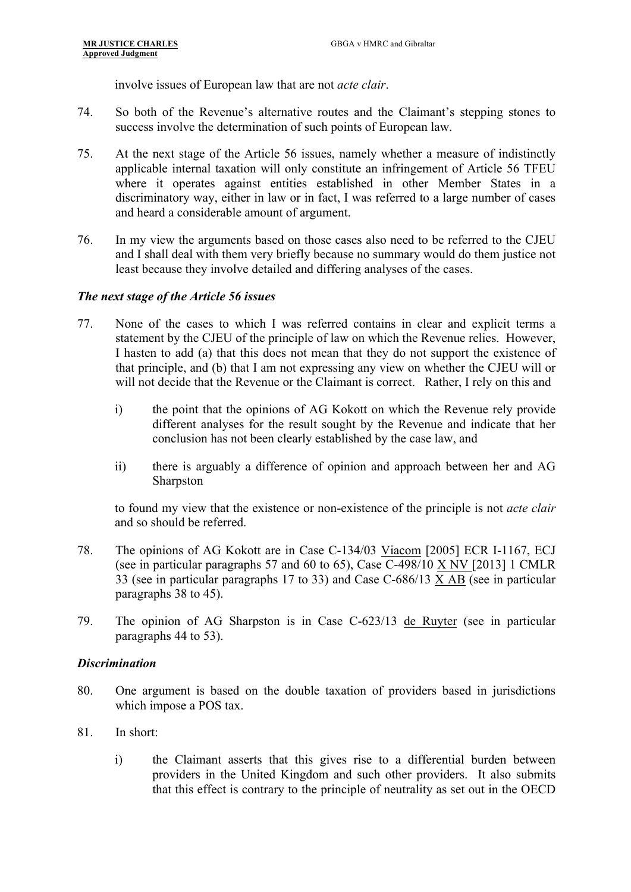involve issues of European law that are not *acte clair*.

74. So both of the Revenue's alternative routes and the Claimant's stepping stones to success involve the determination of such points of European law.

75. At the next stage of the Article 56 issues, namely whether a measure of indistinctly applicable internal taxation will only constitute an infringement of Article 56 TFEU where it operates against entities established in other Member States in a discriminatory way, either in law or in fact, I was referred to a large number of cases and heard a considerable amount of argument.

76. In my view the arguments based on those cases also need to be referred to the CJEU and I shall deal with them very briefly because no summary would do them justice not least because they involve detailed and differing analyses of the cases.

### *The next stage of the Article 56 issues*

77. None of the cases to which I was referred contains in clear and explicit terms a statement by the CJEU of the principle of law on which the Revenue relies. However, I hasten to add (a) that this does not mean that they do not support the existence of that principle, and (b) that I am not expressing any view on whether the CJEU will or will not decide that the Revenue or the Claimant is correct. Rather, I rely on this and

    i) the point that the opinions of AG Kokott on which the Revenue rely provide different analyses for the result sought by the Revenue and indicate that her conclusion has not been clearly established by the case law, and

    ii) there is arguably a difference of opinion and approach between her and AG Sharpston

    to found my view that the existence or non-existence of the principle is not *acte clair* and so should be referred.

78. The opinions of AG Kokott are in Case C-134/03 Viacom [2005] ECR I-1167, ECJ (see in particular paragraphs 57 and 60 to 65), Case C-498/10 X NV [2013] 1 CMLR 33 (see in particular paragraphs 17 to 33) and Case C-686/13 X AB (see in particular paragraphs 38 to 45).

79. The opinion of AG Sharpston is in Case C-623/13 de Ruyter (see in particular paragraphs 44 to 53).

### *Discrimination*

80. One argument is based on the double taxation of providers based in jurisdictions which impose a POS tax.

81. In short:

    i) the Claimant asserts that this gives rise to a differential burden between providers in the United Kingdom and such other providers. It also submits that this effect is contrary to the principle of neutrality as set out in the OECD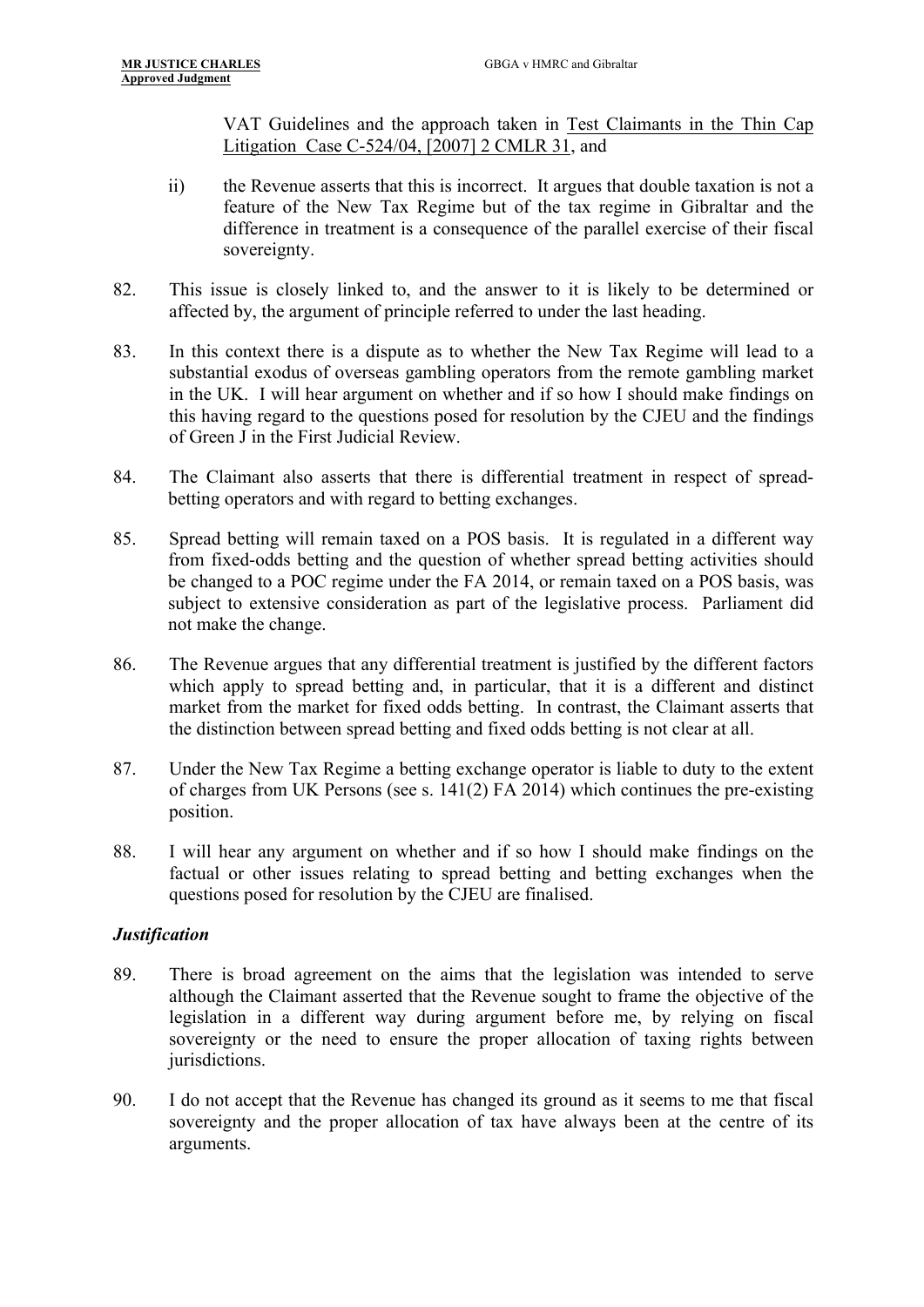VAT Guidelines and the approach taken in Test Claimants in the Thin Cap Litigation Case C-524/04, [2007] 2 CMLR 31, and

ii) the Revenue asserts that this is incorrect. It argues that double taxation is not a feature of the New Tax Regime but of the tax regime in Gibraltar and the difference in treatment is a consequence of the parallel exercise of their fiscal sovereignty.

82. This issue is closely linked to, and the answer to it is likely to be determined or affected by, the argument of principle referred to under the last heading.

83. In this context there is a dispute as to whether the New Tax Regime will lead to a substantial exodus of overseas gambling operators from the remote gambling market in the UK. I will hear argument on whether and if so how I should make findings on this having regard to the questions posed for resolution by the CJEU and the findings of Green J in the First Judicial Review.

84. The Claimant also asserts that there is differential treatment in respect of spread-betting operators and with regard to betting exchanges.

85. Spread betting will remain taxed on a POS basis. It is regulated in a different way from fixed-odds betting and the question of whether spread betting activities should be changed to a POC regime under the FA 2014, or remain taxed on a POS basis, was subject to extensive consideration as part of the legislative process. Parliament did not make the change.

86. The Revenue argues that any differential treatment is justified by the different factors which apply to spread betting and, in particular, that it is a different and distinct market from the market for fixed odds betting. In contrast, the Claimant asserts that the distinction between spread betting and fixed odds betting is not clear at all.

87. Under the New Tax Regime a betting exchange operator is liable to duty to the extent of charges from UK Persons (see s. 141(2) FA 2014) which continues the pre-existing position.

88. I will hear any argument on whether and if so how I should make findings on the factual or other issues relating to spread betting and betting exchanges when the questions posed for resolution by the CJEU are finalised.

### *Justification*

89. There is broad agreement on the aims that the legislation was intended to serve although the Claimant asserted that the Revenue sought to frame the objective of the legislation in a different way during argument before me, by relying on fiscal sovereignty or the need to ensure the proper allocation of taxing rights between jurisdictions.

90. I do not accept that the Revenue has changed its ground as it seems to me that fiscal sovereignty and the proper allocation of tax have always been at the centre of its arguments.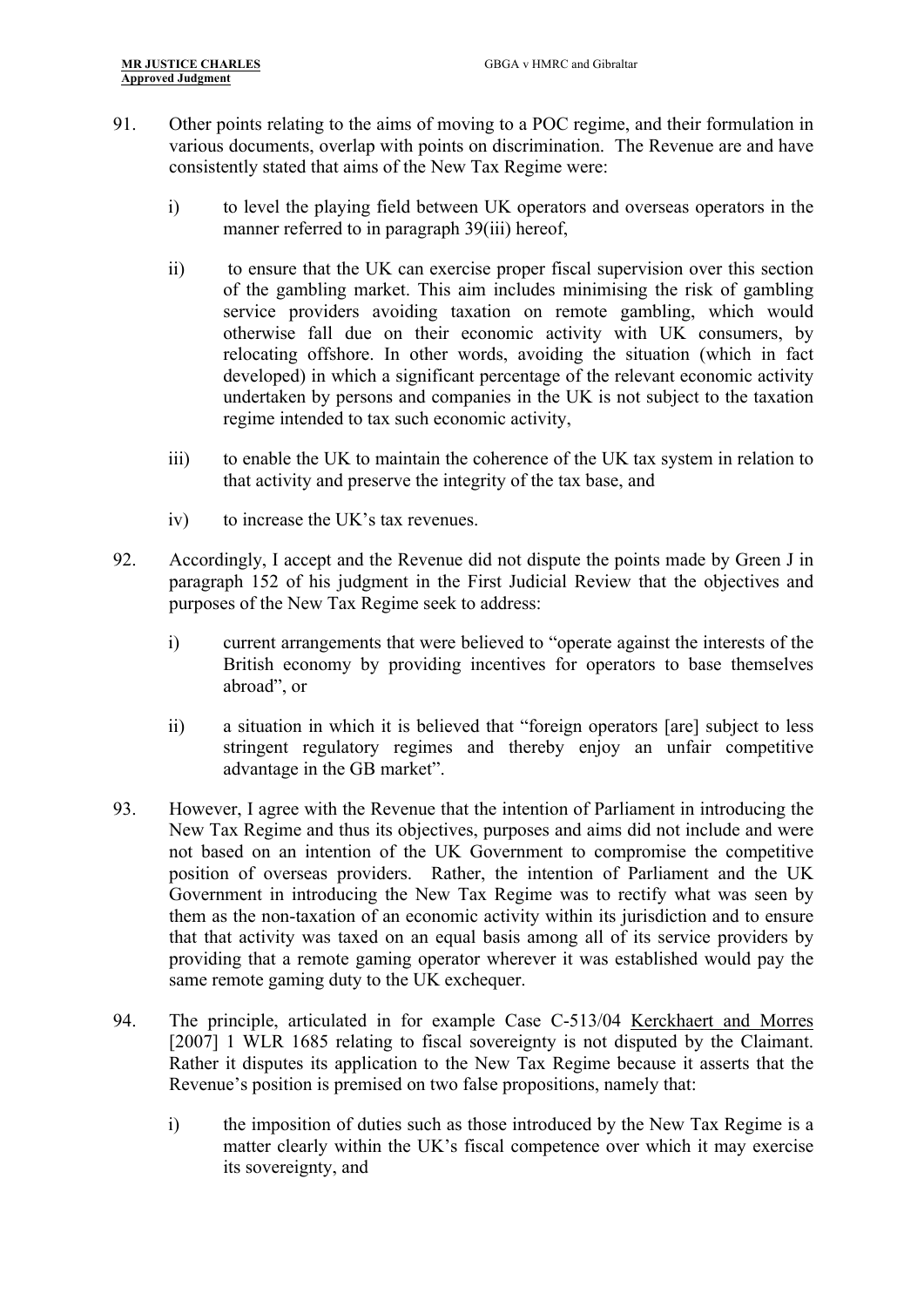91. Other points relating to the aims of moving to a POC regime, and their formulation in various documents, overlap with points on discrimination. The Revenue are and have consistently stated that aims of the New Tax Regime were:

    i) to level the playing field between UK operators and overseas operators in the manner referred to in paragraph 39(iii) hereof,

    ii) to ensure that the UK can exercise proper fiscal supervision over this section of the gambling market. This aim includes minimising the risk of gambling service providers avoiding taxation on remote gambling, which would otherwise fall due on their economic activity with UK consumers, by relocating offshore. In other words, avoiding the situation (which in fact developed) in which a significant percentage of the relevant economic activity undertaken by persons and companies in the UK is not subject to the taxation regime intended to tax such economic activity,

    iii) to enable the UK to maintain the coherence of the UK tax system in relation to that activity and preserve the integrity of the tax base, and

    iv) to increase the UK's tax revenues.

92. Accordingly, I accept and the Revenue did not dispute the points made by Green J in paragraph 152 of his judgment in the First Judicial Review that the objectives and purposes of the New Tax Regime seek to address:

    i) current arrangements that were believed to "operate against the interests of the British economy by providing incentives for operators to base themselves abroad", or

    ii) a situation in which it is believed that "foreign operators [are] subject to less stringent regulatory regimes and thereby enjoy an unfair competitive advantage in the GB market".

93. However, I agree with the Revenue that the intention of Parliament in introducing the New Tax Regime and thus its objectives, purposes and aims did not include and were not based on an intention of the UK Government to compromise the competitive position of overseas providers. Rather, the intention of Parliament and the UK Government in introducing the New Tax Regime was to rectify what was seen by them as the non-taxation of an economic activity within its jurisdiction and to ensure that that activity was taxed on an equal basis among all of its service providers by providing that a remote gaming operator wherever it was established would pay the same remote gaming duty to the UK exchequer.

94. The principle, articulated in for example Case C-513/04 Kerckhaert and Morres [2007] 1 WLR 1685 relating to fiscal sovereignty is not disputed by the Claimant. Rather it disputes its application to the New Tax Regime because it asserts that the Revenue's position is premised on two false propositions, namely that:

    i) the imposition of duties such as those introduced by the New Tax Regime is a matter clearly within the UK's fiscal competence over which it may exercise its sovereignty, and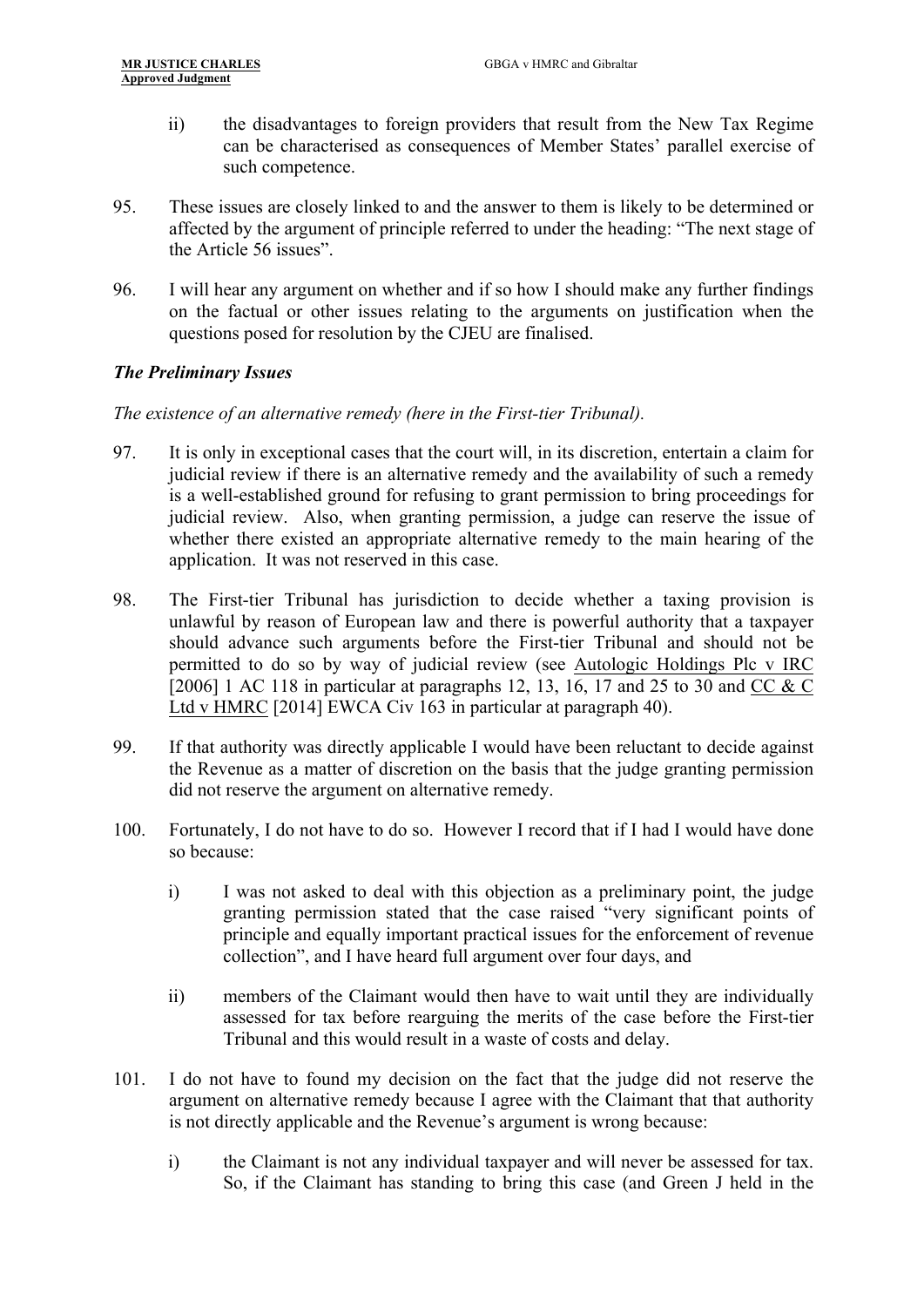ii) the disadvantages to foreign providers that result from the New Tax Regime can be characterised as consequences of Member States' parallel exercise of such competence.

95. These issues are closely linked to and the answer to them is likely to be determined or affected by the argument of principle referred to under the heading: "The next stage of the Article 56 issues".

96. I will hear any argument on whether and if so how I should make any further findings on the factual or other issues relating to the arguments on justification when the questions posed for resolution by the CJEU are finalised.

### *The Preliminary Issues*

*The existence of an alternative remedy (here in the First-tier Tribunal).*

97. It is only in exceptional cases that the court will, in its discretion, entertain a claim for judicial review if there is an alternative remedy and the availability of such a remedy is a well-established ground for refusing to grant permission to bring proceedings for judicial review. Also, when granting permission, a judge can reserve the issue of whether there existed an appropriate alternative remedy to the main hearing of the application. It was not reserved in this case.

98. The First-tier Tribunal has jurisdiction to decide whether a taxing provision is unlawful by reason of European law and there is powerful authority that a taxpayer should advance such arguments before the First-tier Tribunal and should not be permitted to do so by way of judicial review (see Autologic Holdings Plc v IRC [2006] 1 AC 118 in particular at paragraphs 12, 13, 16, 17 and 25 to 30 and CC & C Ltd v HMRC [2014] EWCA Civ 163 in particular at paragraph 40).

99. If that authority was directly applicable I would have been reluctant to decide against the Revenue as a matter of discretion on the basis that the judge granting permission did not reserve the argument on alternative remedy.

100. Fortunately, I do not have to do so. However I record that if I had I would have done so because:

   i) I was not asked to deal with this objection as a preliminary point, the judge granting permission stated that the case raised "very significant points of principle and equally important practical issues for the enforcement of revenue collection", and I have heard full argument over four days, and

   ii) members of the Claimant would then have to wait until they are individually assessed for tax before rearguing the merits of the case before the First-tier Tribunal and this would result in a waste of costs and delay.

101. I do not have to found my decision on the fact that the judge did not reserve the argument on alternative remedy because I agree with the Claimant that that authority is not directly applicable and the Revenue's argument is wrong because:

   i) the Claimant is not any individual taxpayer and will never be assessed for tax. So, if the Claimant has standing to bring this case (and Green J held in the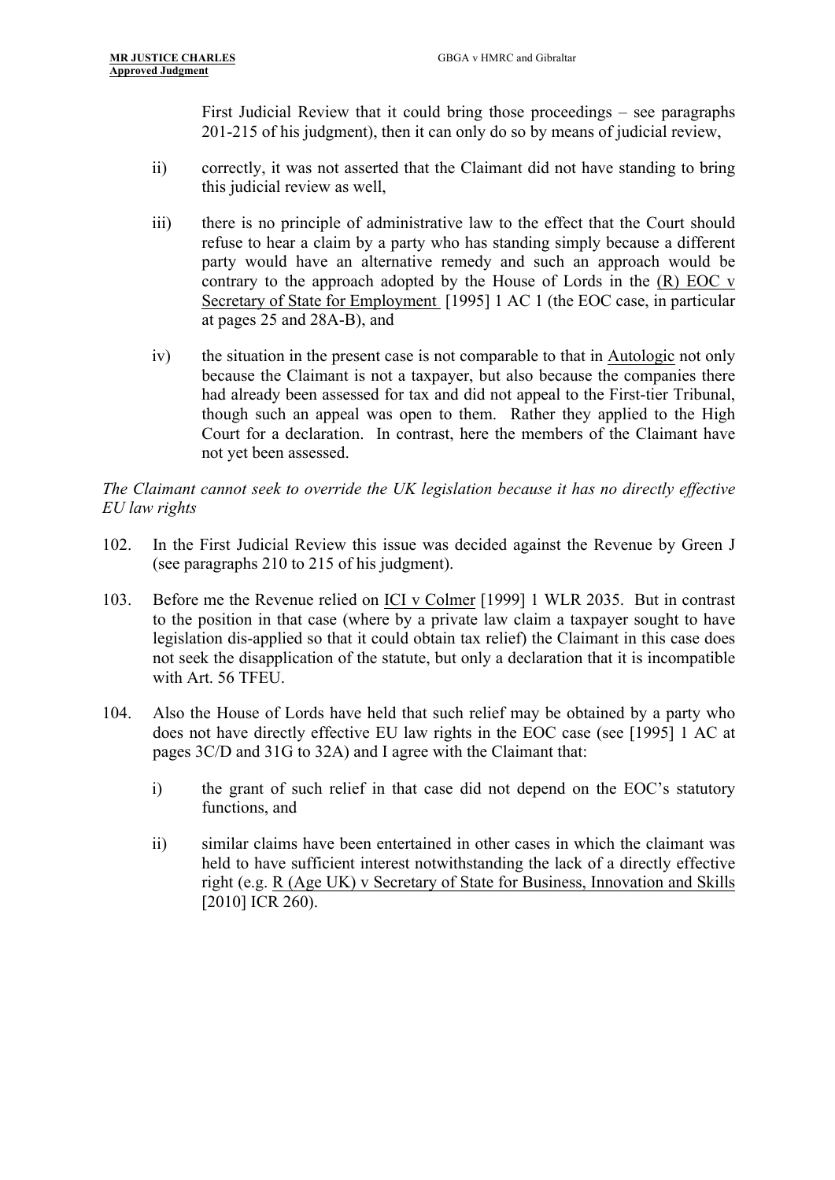First Judicial Review that it could bring those proceedings – see paragraphs 201-215 of his judgment), then it can only do so by means of judicial review,

ii) correctly, it was not asserted that the Claimant did not have standing to bring this judicial review as well,

iii) there is no principle of administrative law to the effect that the Court should refuse to hear a claim by a party who has standing simply because a different party would have an alternative remedy and such an approach would be contrary to the approach adopted by the House of Lords in the (R) EOC v Secretary of State for Employment [1995] 1 AC 1 (the EOC case, in particular at pages 25 and 28A-B), and

iv) the situation in the present case is not comparable to that in Autologic not only because the Claimant is not a taxpayer, but also because the companies there had already been assessed for tax and did not appeal to the First-tier Tribunal, though such an appeal was open to them. Rather they applied to the High Court for a declaration. In contrast, here the members of the Claimant have not yet been assessed.

*The Claimant cannot seek to override the UK legislation because it has no directly effective EU law rights*

102. In the First Judicial Review this issue was decided against the Revenue by Green J (see paragraphs 210 to 215 of his judgment).

103. Before me the Revenue relied on ICI v Colmer [1999] 1 WLR 2035. But in contrast to the position in that case (where by a private law claim a taxpayer sought to have legislation dis-applied so that it could obtain tax relief) the Claimant in this case does not seek the disapplication of the statute, but only a declaration that it is incompatible with Art. 56 TFEU.

104. Also the House of Lords have held that such relief may be obtained by a party who does not have directly effective EU law rights in the EOC case (see [1995] 1 AC at pages 3C/D and 31G to 32A) and I agree with the Claimant that:

i) the grant of such relief in that case did not depend on the EOC's statutory functions, and

ii) similar claims have been entertained in other cases in which the claimant was held to have sufficient interest notwithstanding the lack of a directly effective right (e.g. R (Age UK) v Secretary of State for Business, Innovation and Skills [2010] ICR 260).